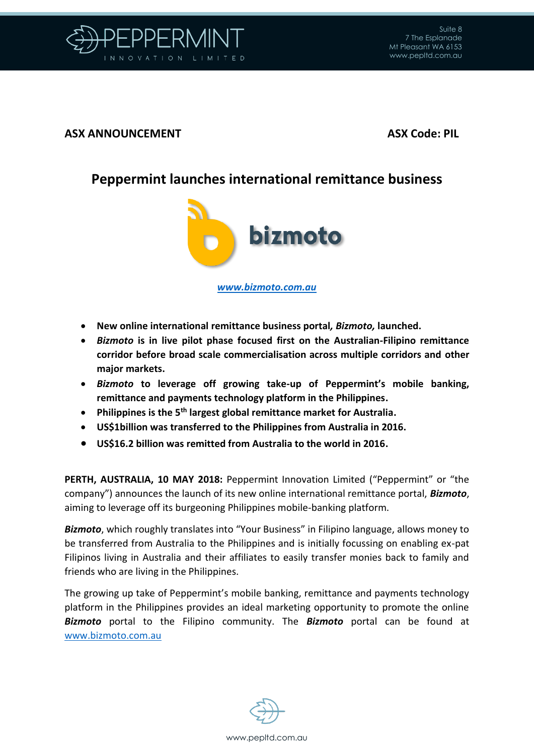**ASX ANNOUNCEMENT** **ASX Code: PIL**

# Peppermint launches international remittance business

bizmoto

***www.bizmoto.com.au***

- **New online international remittance business portal*, Bizmoto,* launched.**
- ***Bizmoto* is in live pilot phase focused first on the Australian-Filipino remittance corridor before broad scale commercialisation across multiple corridors and other major markets.**
- ***Bizmoto* to leverage off growing take-up of Peppermint's mobile banking, remittance and payments technology platform in the Philippines.**
- **Philippines is the 5th largest global remittance market for Australia.**
- **US$1billion was transferred to the Philippines from Australia in 2016.**
- **US$16.2 billion was remitted from Australia to the world in 2016.**

**PERTH, AUSTRALIA, 10 MAY 2018:** Peppermint Innovation Limited ("Peppermint" or "the company") announces the launch of its new online international remittance portal, ***Bizmoto***, aiming to leverage off its burgeoning Philippines mobile-banking platform.

***Bizmoto***, which roughly translates into "Your Business" in Filipino language, allows money to be transferred from Australia to the Philippines and is initially focussing on enabling ex-pat Filipinos living in Australia and their affiliates to easily transfer monies back to family and friends who are living in the Philippines.

The growing up take of Peppermint's mobile banking, remittance and payments technology platform in the Philippines provides an ideal marketing opportunity to promote the online ***Bizmoto*** portal to the Filipino community. The ***Bizmoto*** portal can be found at www.bizmoto.com.au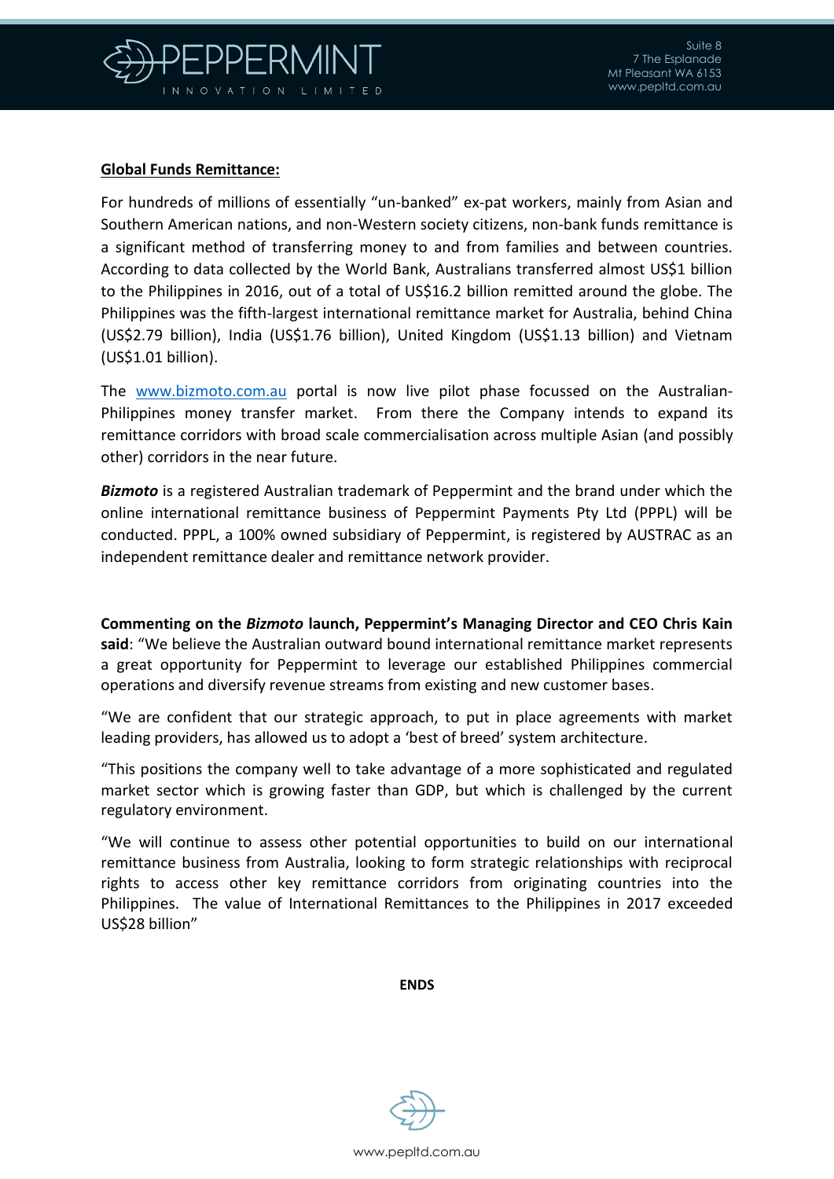**Global Funds Remittance:**

For hundreds of millions of essentially "un-banked" ex-pat workers, mainly from Asian and Southern American nations, and non-Western society citizens, non-bank funds remittance is a significant method of transferring money to and from families and between countries. According to data collected by the World Bank, Australians transferred almost US$1 billion to the Philippines in 2016, out of a total of US$16.2 billion remitted around the globe. The Philippines was the fifth-largest international remittance market for Australia, behind China (US$2.79 billion), India (US$1.76 billion), United Kingdom (US$1.13 billion) and Vietnam (US$1.01 billion).

The www.bizmoto.com.au portal is now live pilot phase focussed on the Australian-Philippines money transfer market. From there the Company intends to expand its remittance corridors with broad scale commercialisation across multiple Asian (and possibly other) corridors in the near future.

***Bizmoto*** is a registered Australian trademark of Peppermint and the brand under which the online international remittance business of Peppermint Payments Pty Ltd (PPPL) will be conducted. PPPL, a 100% owned subsidiary of Peppermint, is registered by AUSTRAC as an independent remittance dealer and remittance network provider.

**Commenting on the *Bizmoto* launch, Peppermint's Managing Director and CEO Chris Kain said**: "We believe the Australian outward bound international remittance market represents a great opportunity for Peppermint to leverage our established Philippines commercial operations and diversify revenue streams from existing and new customer bases.

"We are confident that our strategic approach, to put in place agreements with market leading providers, has allowed us to adopt a 'best of breed' system architecture.

"This positions the company well to take advantage of a more sophisticated and regulated market sector which is growing faster than GDP, but which is challenged by the current regulatory environment.

"We will continue to assess other potential opportunities to build on our international remittance business from Australia, looking to form strategic relationships with reciprocal rights to access other key remittance corridors from originating countries into the Philippines. The value of International Remittances to the Philippines in 2017 exceeded US$28 billion"

**ENDS**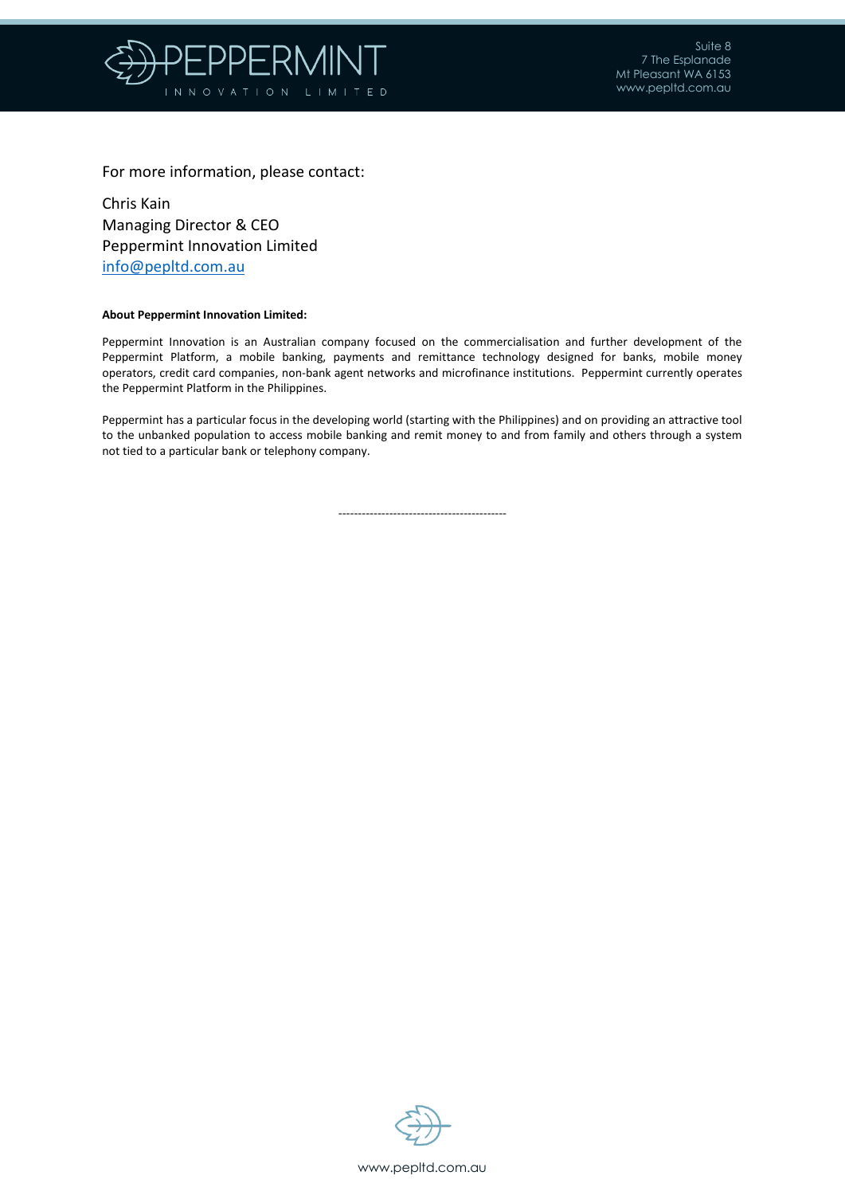For more information, please contact:

Chris Kain
Managing Director & CEO
Peppermint Innovation Limited
info@pepltd.com.au

**About Peppermint Innovation Limited:**

Peppermint Innovation is an Australian company focused on the commercialisation and further development of the Peppermint Platform, a mobile banking, payments and remittance technology designed for banks, mobile money operators, credit card companies, non-bank agent networks and microfinance institutions. Peppermint currently operates the Peppermint Platform in the Philippines.

Peppermint has a particular focus in the developing world (starting with the Philippines) and on providing an attractive tool to the unbanked population to access mobile banking and remit money to and from family and others through a system not tied to a particular bank or telephony company.

-------------------------------------------